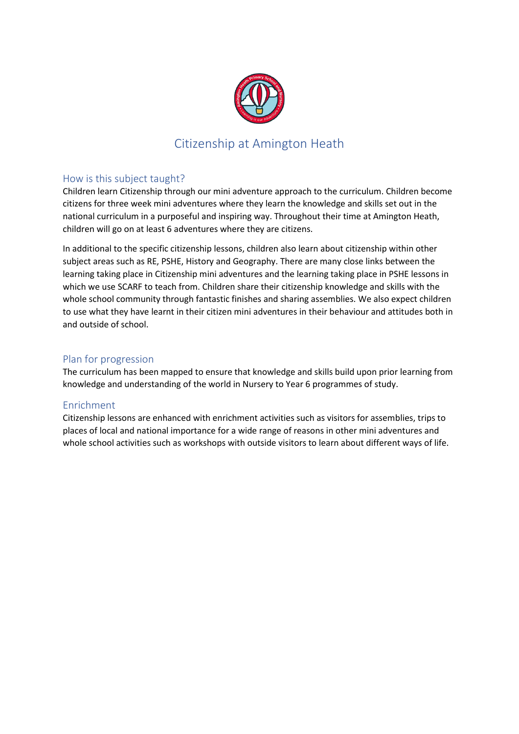# Citizenship at Amington Heath

## How is this subject taught?

Children learn Citizenship through our mini adventure approach to the curriculum. Children become citizens for three week mini adventures where they learn the knowledge and skills set out in the national curriculum in a purposeful and inspiring way. Throughout their time at Amington Heath, children will go on at least 6 adventures where they are citizens.

In additional to the specific citizenship lessons, children also learn about citizenship within other subject areas such as RE, PSHE, History and Geography. There are many close links between the learning taking place in Citizenship mini adventures and the learning taking place in PSHE lessons in which we use SCARF to teach from. Children share their citizenship knowledge and skills with the whole school community through fantastic finishes and sharing assemblies. We also expect children to use what they have learnt in their citizen mini adventures in their behaviour and attitudes both in and outside of school.

## Plan for progression

The curriculum has been mapped to ensure that knowledge and skills build upon prior learning from knowledge and understanding of the world in Nursery to Year 6 programmes of study.

## Enrichment

Citizenship lessons are enhanced with enrichment activities such as visitors for assemblies, trips to places of local and national importance for a wide range of reasons in other mini adventures and whole school activities such as workshops with outside visitors to learn about different ways of life.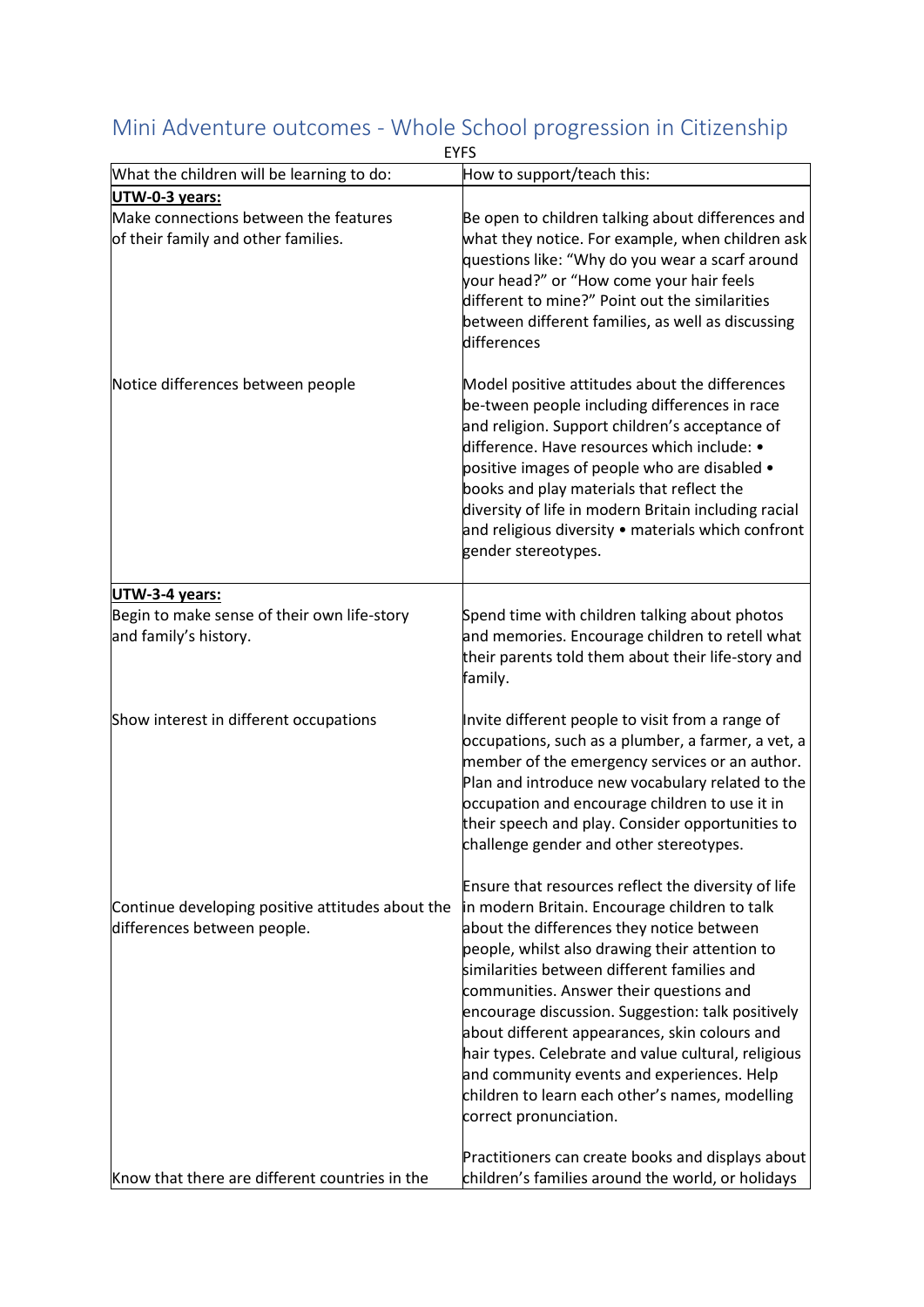## Mini Adventure outcomes - Whole School progression in Citizenship

EYFS

| What the children will be learning to do: | How to support/teach this: |
|---|---|
| **UTW-0-3 years:** | |
| Make connections between the features of their family and other families. | Be open to children talking about differences and what they notice. For example, when children ask questions like: "Why do you wear a scarf around your head?" or "How come your hair feels different to mine?" Point out the similarities between different families, as well as discussing differences |
| Notice differences between people | Model positive attitudes about the differences be-tween people including differences in race and religion. Support children's acceptance of difference. Have resources which include: • positive images of people who are disabled • books and play materials that reflect the diversity of life in modern Britain including racial and religious diversity • materials which confront gender stereotypes. |
| **UTW-3-4 years:** | |
| Begin to make sense of their own life-story and family's history. | Spend time with children talking about photos and memories. Encourage children to retell what their parents told them about their life-story and family. |
| Show interest in different occupations | Invite different people to visit from a range of occupations, such as a plumber, a farmer, a vet, a member of the emergency services or an author. Plan and introduce new vocabulary related to the occupation and encourage children to use it in their speech and play. Consider opportunities to challenge gender and other stereotypes. |
| Continue developing positive attitudes about the differences between people. | Ensure that resources reflect the diversity of life in modern Britain. Encourage children to talk about the differences they notice between people, whilst also drawing their attention to similarities between different families and communities. Answer their questions and encourage discussion. Suggestion: talk positively about different appearances, skin colours and hair types. Celebrate and value cultural, religious and community events and experiences. Help children to learn each other's names, modelling correct pronunciation. |
| Know that there are different countries in the | Practitioners can create books and displays about children's families around the world, or holidays |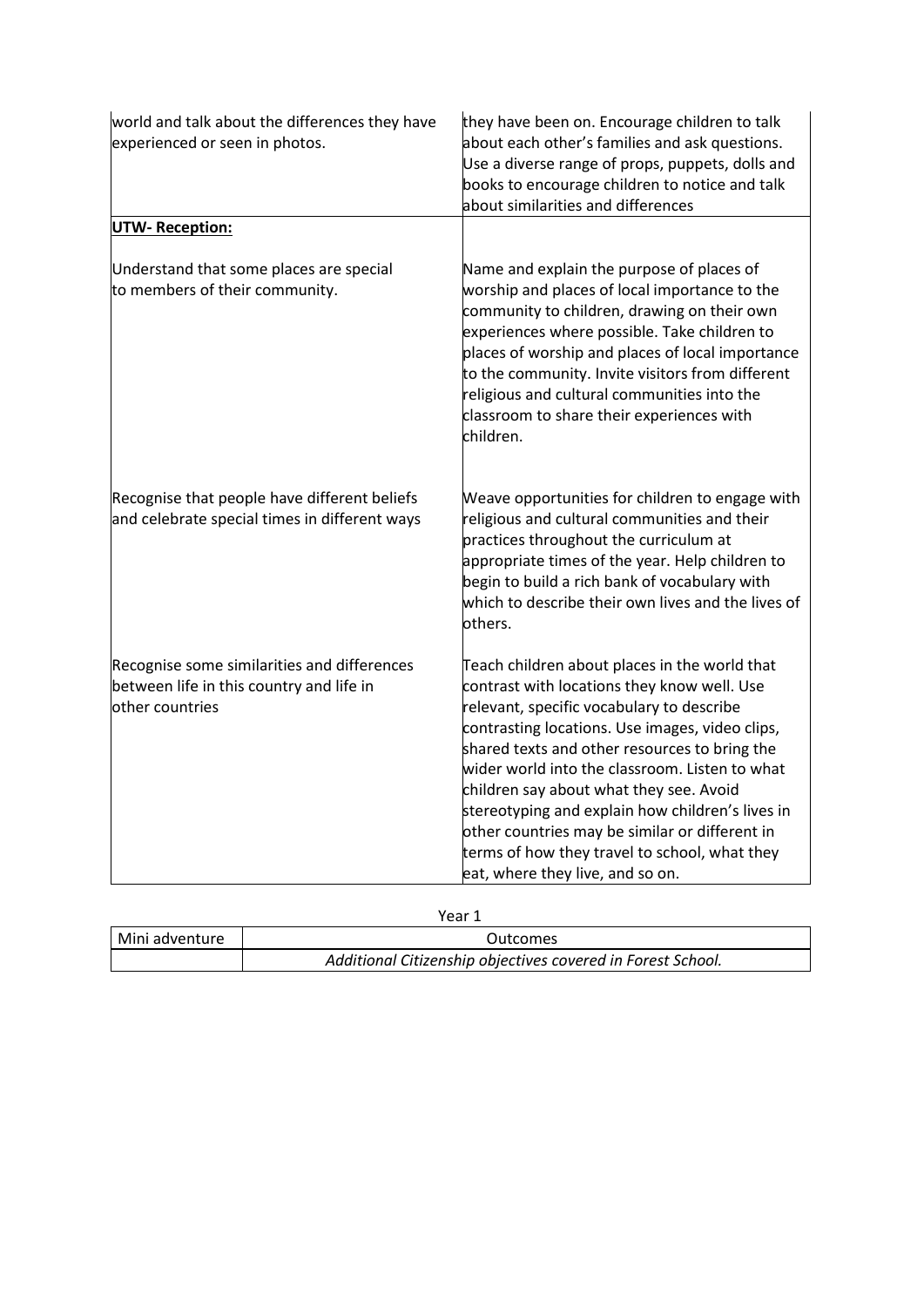| | |
|---|---|
| world and talk about the differences they have experienced or seen in photos. | they have been on. Encourage children to talk about each other's families and ask questions. Use a diverse range of props, puppets, dolls and books to encourage children to notice and talk about similarities and differences |
| **UTW- Reception:** | |
| Understand that some places are special to members of their community. | Name and explain the purpose of places of worship and places of local importance to the community to children, drawing on their own experiences where possible. Take children to places of worship and places of local importance to the community. Invite visitors from different religious and cultural communities into the classroom to share their experiences with children. |
| Recognise that people have different beliefs and celebrate special times in different ways | Weave opportunities for children to engage with religious and cultural communities and their practices throughout the curriculum at appropriate times of the year. Help children to begin to build a rich bank of vocabulary with which to describe their own lives and the lives of others. |
| Recognise some similarities and differences between life in this country and life in other countries | Teach children about places in the world that contrast with locations they know well. Use relevant, specific vocabulary to describe contrasting locations. Use images, video clips, shared texts and other resources to bring the wider world into the classroom. Listen to what children say about what they see. Avoid stereotyping and explain how children's lives in other countries may be similar or different in terms of how they travel to school, what they eat, where they live, and so on. |

Year 1

| Mini adventure | Outcomes |
|---|---|
| | *Additional Citizenship objectives covered in Forest School.* |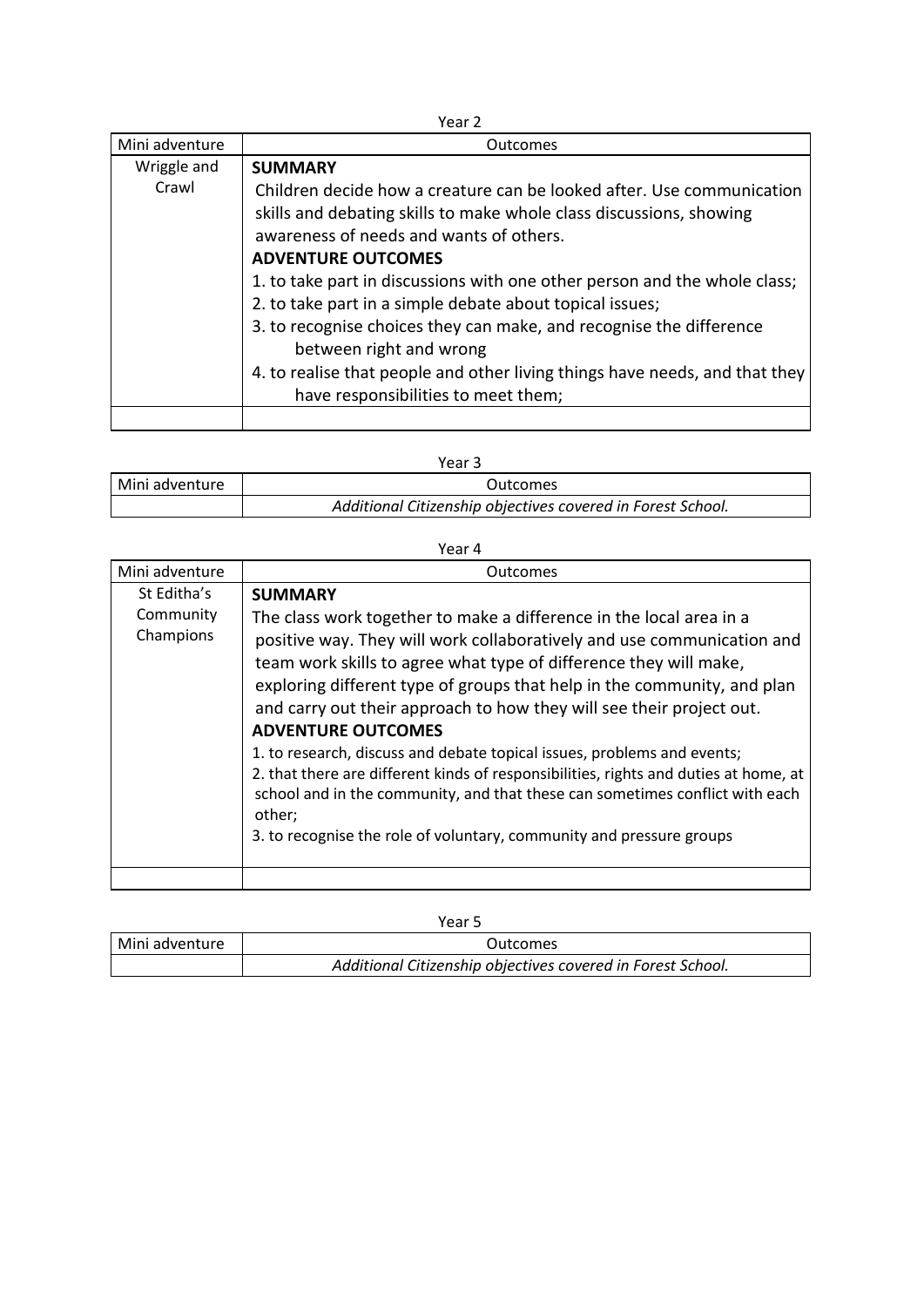Year 2

| Mini adventure | Outcomes |
|---|---|
| Wriggle and Crawl | **SUMMARY**<br>Children decide how a creature can be looked after. Use communication skills and debating skills to make whole class discussions, showing awareness of needs and wants of others.<br>**ADVENTURE OUTCOMES**<br>1. to take part in discussions with one other person and the whole class;<br>2. to take part in a simple debate about topical issues;<br>3. to recognise choices they can make, and recognise the difference between right and wrong<br>4. to realise that people and other living things have needs, and that they have responsibilities to meet them; |
| | |

Year 3

| Mini adventure | Outcomes |
|---|---|
| | *Additional Citizenship objectives covered in Forest School.* |

Year 4

| Mini adventure | Outcomes |
|---|---|
| St Editha's Community Champions | **SUMMARY**<br>The class work together to make a difference in the local area in a positive way. They will work collaboratively and use communication and team work skills to agree what type of difference they will make, exploring different type of groups that help in the community, and plan and carry out their approach to how they will see their project out.<br>**ADVENTURE OUTCOMES**<br>1. to research, discuss and debate topical issues, problems and events;<br>2. that there are different kinds of responsibilities, rights and duties at home, at school and in the community, and that these can sometimes conflict with each other;<br>3. to recognise the role of voluntary, community and pressure groups |
| | |

Year 5

| Mini adventure | Outcomes |
|---|---|
| | *Additional Citizenship objectives covered in Forest School.* |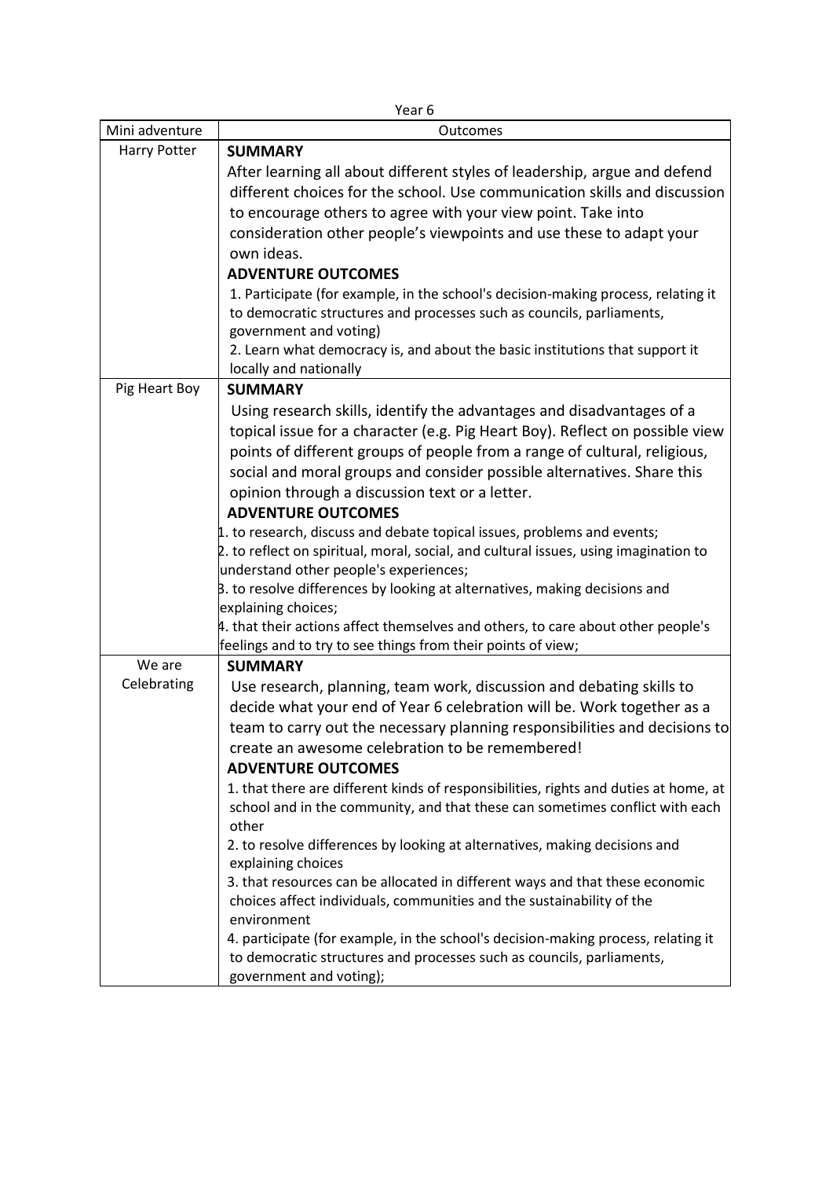Year 6

| Mini adventure | Outcomes |
|---|---|
| Harry Potter | **SUMMARY**<br>After learning all about different styles of leadership, argue and defend different choices for the school. Use communication skills and discussion to encourage others to agree with your view point. Take into consideration other people's viewpoints and use these to adapt your own ideas.<br>**ADVENTURE OUTCOMES**<br>1. Participate (for example, in the school's decision-making process, relating it to democratic structures and processes such as councils, parliaments, government and voting)<br>2. Learn what democracy is, and about the basic institutions that support it locally and nationally |
| Pig Heart Boy | **SUMMARY**<br>Using research skills, identify the advantages and disadvantages of a topical issue for a character (e.g. Pig Heart Boy). Reflect on possible view points of different groups of people from a range of cultural, religious, social and moral groups and consider possible alternatives. Share this opinion through a discussion text or a letter.<br>**ADVENTURE OUTCOMES**<br>1. to research, discuss and debate topical issues, problems and events;<br>2. to reflect on spiritual, moral, social, and cultural issues, using imagination to understand other people's experiences;<br>3. to resolve differences by looking at alternatives, making decisions and explaining choices;<br>4. that their actions affect themselves and others, to care about other people's feelings and to try to see things from their points of view; |
| We are Celebrating | **SUMMARY**<br>Use research, planning, team work, discussion and debating skills to decide what your end of Year 6 celebration will be. Work together as a team to carry out the necessary planning responsibilities and decisions to create an awesome celebration to be remembered!<br>**ADVENTURE OUTCOMES**<br>1. that there are different kinds of responsibilities, rights and duties at home, at school and in the community, and that these can sometimes conflict with each other<br>2. to resolve differences by looking at alternatives, making decisions and explaining choices<br>3. that resources can be allocated in different ways and that these economic choices affect individuals, communities and the sustainability of the environment<br>4. participate (for example, in the school's decision-making process, relating it to democratic structures and processes such as councils, parliaments, government and voting); |